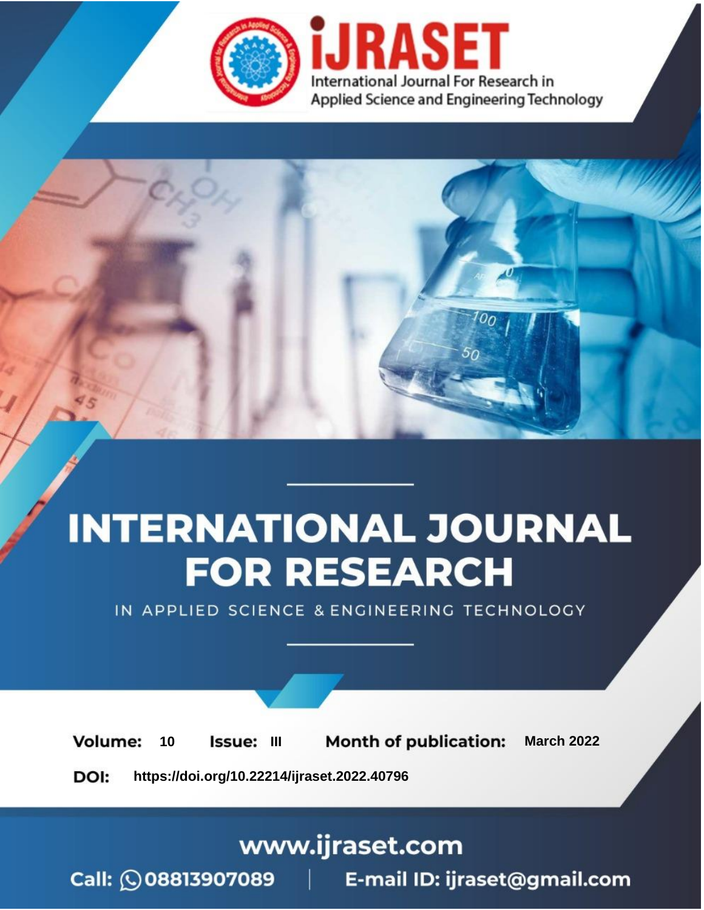# iJRASET

International Journal For Research in Applied Science and Engineering Technology

# INTERNATIONAL JOURNAL FOR RESEARCH

IN APPLIED SCIENCE & ENGINEERING TECHNOLOGY

**Volume:** 10 **Issue:** III **Month of publication:** March 2022

**DOI:** https://doi.org/10.22214/ijraset.2022.40796

www.ijraset.com

Call: 08813907089 | E-mail ID: ijraset@gmail.com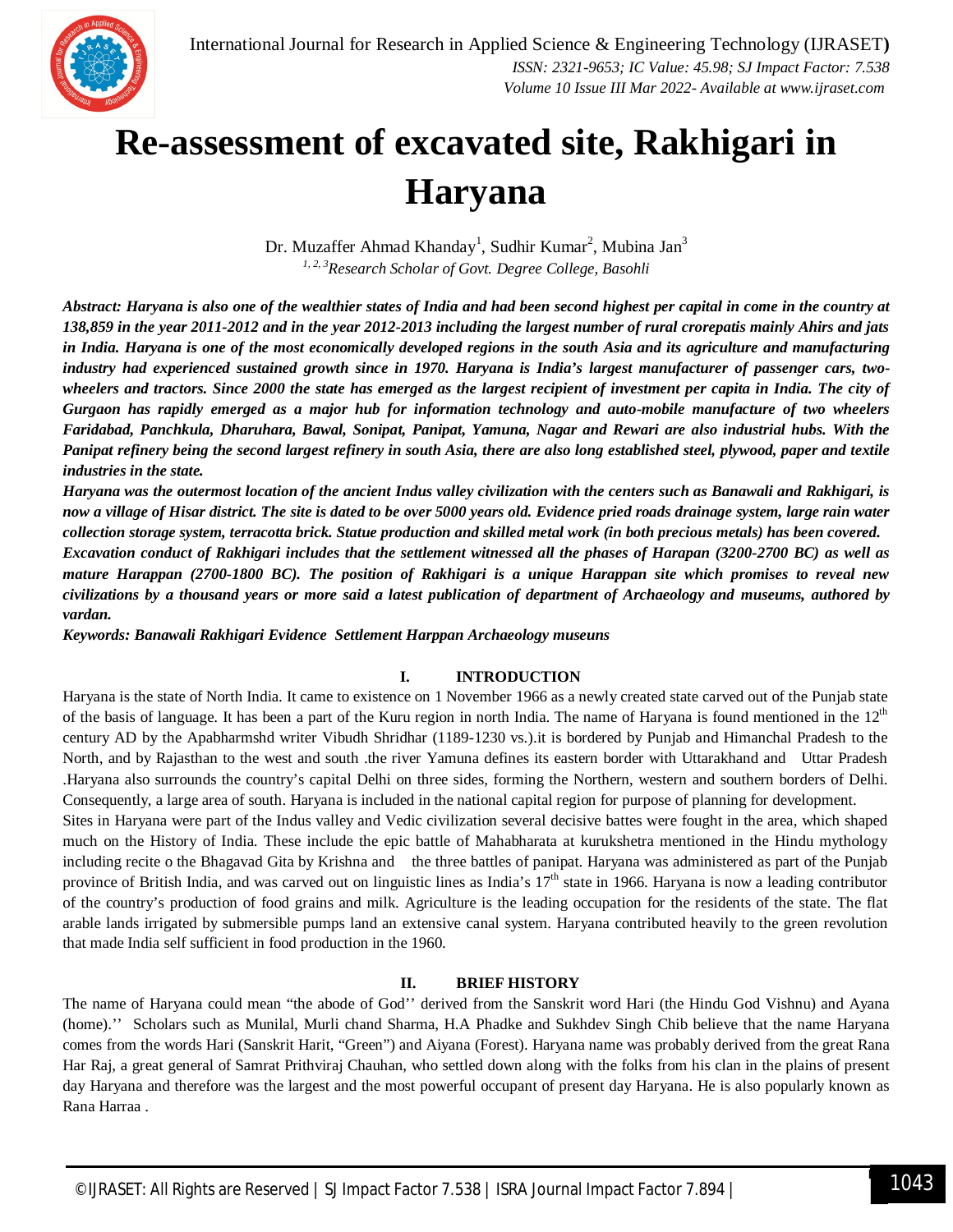# Re-assessment of excavated site, Rakhigari in Haryana

Dr. Muzaffer Ahmad Khanday[1], Sudhir Kumar[2], Mubina Jan[3]

*[1, 2, 3]Research Scholar of Govt. Degree College, Basohli*

***Abstract:** Haryana is also one of the wealthier states of India and had been second highest per capital in come in the country at 138,859 in the year 2011-2012 and in the year 2012-2013 including the largest number of rural crorepatis mainly Ahirs and jats in India. Haryana is one of the most economically developed regions in the south Asia and its agriculture and manufacturing industry had experienced sustained growth since in 1970. Haryana is India's largest manufacturer of passenger cars, two-wheelers and tractors. Since 2000 the state has emerged as the largest recipient of investment per capita in India. The city of Gurgaon has rapidly emerged as a major hub for information technology and auto-mobile manufacture of two wheelers Faridabad, Panchkula, Dharuhara, Bawal, Sonipat, Panipat, Yamuna, Nagar and Rewari are also industrial hubs. With the Panipat refinery being the second largest refinery in south Asia, there are also long established steel, plywood, paper and textile industries in the state.*

***Haryana was the outermost location of the ancient Indus valley civilization with the centers such as Banawali and Rakhigari, is now a village of Hisar district. The site is dated to be over 5000 years old. Evidence pried roads drainage system, large rain water collection storage system, terracotta brick. Statue production and skilled metal work (in both precious metals) has been covered.***

***Excavation conduct of Rakhigari includes that the settlement witnessed all the phases of Harapan (3200-2700 BC) as well as mature Harappan (2700-1800 BC). The position of Rakhigari is a unique Harappan site which promises to reveal new civilizations by a thousand years or more said a latest publication of department of Archaeology and museums, authored by vardan.***

***Keywords:** Banawali Rakhigari Evidence Settlement Harppan Archaeology museuns*

## I. INTRODUCTION

Haryana is the state of North India. It came to existence on 1 November 1966 as a newly created state carved out of the Punjab state of the basis of language. It has been a part of the Kuru region in north India. The name of Haryana is found mentioned in the 12th century AD by the Apabharmshd writer Vibudh Shridhar (1189-1230 vs.).it is bordered by Punjab and Himanchal Pradesh to the North, and by Rajasthan to the west and south .the river Yamuna defines its eastern border with Uttarakhand and Uttar Pradesh .Haryana also surrounds the country's capital Delhi on three sides, forming the Northern, western and southern borders of Delhi. Consequently, a large area of south. Haryana is included in the national capital region for purpose of planning for development.

Sites in Haryana were part of the Indus valley and Vedic civilization several decisive battes were fought in the area, which shaped much on the History of India. These include the epic battle of Mahabharata at kurukshetra mentioned in the Hindu mythology including recite o the Bhagavad Gita by Krishna and the three battles of panipat. Haryana was administered as part of the Punjab province of British India, and was carved out on linguistic lines as India's 17th state in 1966. Haryana is now a leading contributor of the country's production of food grains and milk. Agriculture is the leading occupation for the residents of the state. The flat arable lands irrigated by submersible pumps land an extensive canal system. Haryana contributed heavily to the green revolution that made India self sufficient in food production in the 1960.

## II. BRIEF HISTORY

The name of Haryana could mean "the abode of God'' derived from the Sanskrit word Hari (the Hindu God Vishnu) and Ayana (home).'' Scholars such as Munilal, Murli chand Sharma, H.A Phadke and Sukhdev Singh Chib believe that the name Haryana comes from the words Hari (Sanskrit Harit, "Green") and Aiyana (Forest). Haryana name was probably derived from the great Rana Har Raj, a great general of Samrat Prithviraj Chauhan, who settled down along with the folks from his clan in the plains of present day Haryana and therefore was the largest and the most powerful occupant of present day Haryana. He is also popularly known as Rana Harraa .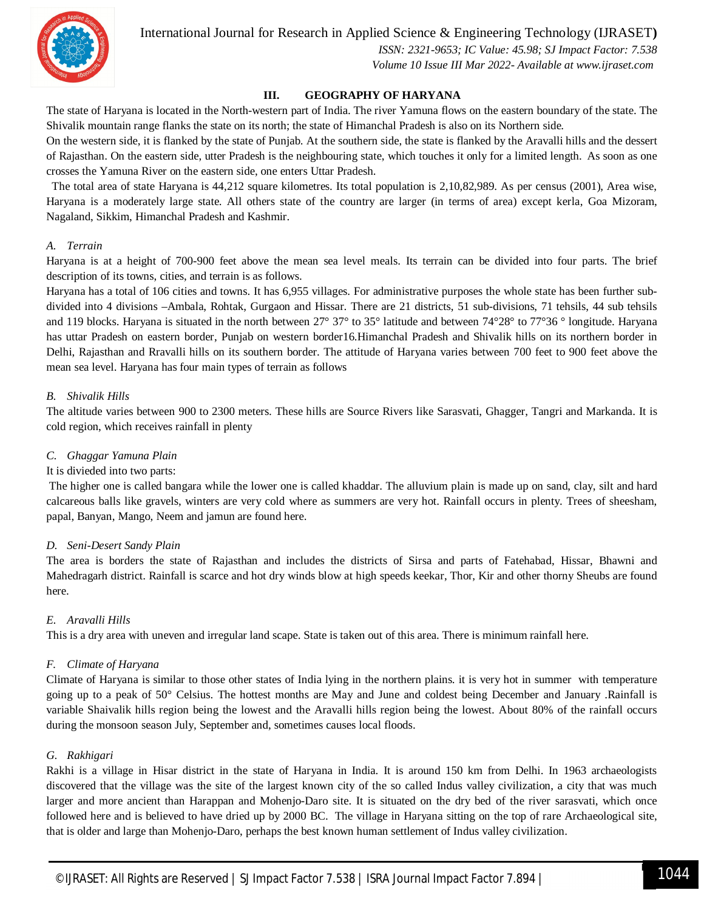## III. GEOGRAPHY OF HARYANA

The state of Haryana is located in the North-western part of India. The river Yamuna flows on the eastern boundary of the state. The Shivalik mountain range flanks the state on its north; the state of Himanchal Pradesh is also on its Northern side.

On the western side, it is flanked by the state of Punjab. At the southern side, the state is flanked by the Aravalli hills and the dessert of Rajasthan. On the eastern side, utter Pradesh is the neighbouring state, which touches it only for a limited length. As soon as one crosses the Yamuna River on the eastern side, one enters Uttar Pradesh.

The total area of state Haryana is 44,212 square kilometres. Its total population is 2,10,82,989. As per census (2001), Area wise, Haryana is a moderately large state. All others state of the country are larger (in terms of area) except kerla, Goa Mizoram, Nagaland, Sikkim, Himanchal Pradesh and Kashmir.

### *A. Terrain*

Haryana is at a height of 700-900 feet above the mean sea level meals. Its terrain can be divided into four parts. The brief description of its towns, cities, and terrain is as follows.

Haryana has a total of 106 cities and towns. It has 6,955 villages. For administrative purposes the whole state has been further sub-divided into 4 divisions –Ambala, Rohtak, Gurgaon and Hissar. There are 21 districts, 51 sub-divisions, 71 tehsils, 44 sub tehsils and 119 blocks. Haryana is situated in the north between 27° 37° to 35° latitude and between 74°28° to 77°36 ° longitude. Haryana has uttar Pradesh on eastern border, Punjab on western border16.Himanchal Pradesh and Shivalik hills on its northern border in Delhi, Rajasthan and Rravalli hills on its southern border. The attitude of Haryana varies between 700 feet to 900 feet above the mean sea level. Haryana has four main types of terrain as follows

### *B. Shivalik Hills*

The altitude varies between 900 to 2300 meters. These hills are Source Rivers like Sarasvati, Ghagger, Tangri and Markanda. It is cold region, which receives rainfall in plenty

### *C. Ghaggar Yamuna Plain*

It is divieded into two parts:

The higher one is called bangara while the lower one is called khaddar. The alluvium plain is made up on sand, clay, silt and hard calcareous balls like gravels, winters are very cold where as summers are very hot. Rainfall occurs in plenty. Trees of sheesham, papal, Banyan, Mango, Neem and jamun are found here.

### *D. Seni-Desert Sandy Plain*

The area is borders the state of Rajasthan and includes the districts of Sirsa and parts of Fatehabad, Hissar, Bhawni and Mahedragarh district. Rainfall is scarce and hot dry winds blow at high speeds keekar, Thor, Kir and other thorny Sheubs are found here.

### *E. Aravalli Hills*

This is a dry area with uneven and irregular land scape. State is taken out of this area. There is minimum rainfall here.

### *F. Climate of Haryana*

Climate of Haryana is similar to those other states of India lying in the northern plains. it is very hot in summer with temperature going up to a peak of 50° Celsius. The hottest months are May and June and coldest being December and January .Rainfall is variable Shaivalik hills region being the lowest and the Aravalli hills region being the lowest. About 80% of the rainfall occurs during the monsoon season July, September and, sometimes causes local floods.

### *G. Rakhigari*

Rakhi is a village in Hisar district in the state of Haryana in India. It is around 150 km from Delhi. In 1963 archaeologists discovered that the village was the site of the largest known city of the so called Indus valley civilization, a city that was much larger and more ancient than Harappan and Mohenjo-Daro site. It is situated on the dry bed of the river sarasvati, which once followed here and is believed to have dried up by 2000 BC. The village in Haryana sitting on the top of rare Archaeological site, that is older and large than Mohenjo-Daro, perhaps the best known human settlement of Indus valley civilization.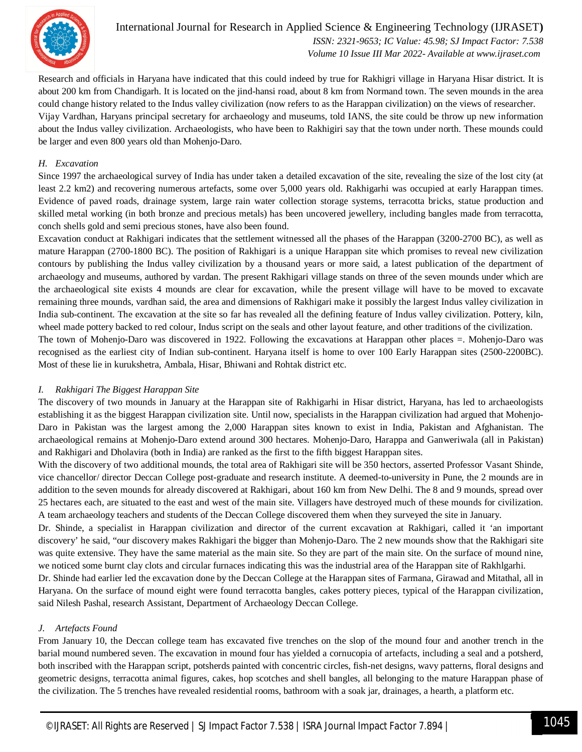Research and officials in Haryana have indicated that this could indeed by true for Rakhigri village in Haryana Hisar district. It is about 200 km from Chandigarh. It is located on the jind-hansi road, about 8 km from Normand town. The seven mounds in the area could change history related to the Indus valley civilization (now refers to as the Harappan civilization) on the views of researcher.

Vijay Vardhan, Haryans principal secretary for archaeology and museums, told IANS, the site could be throw up new information about the Indus valley civilization. Archaeologists, who have been to Rakhigiri say that the town under north. These mounds could be larger and even 800 years old than Mohenjo-Daro.

### H. Excavation

Since 1997 the archaeological survey of India has under taken a detailed excavation of the site, revealing the size of the lost city (at least 2.2 km2) and recovering numerous artefacts, some over 5,000 years old. Rakhigarhi was occupied at early Harappan times. Evidence of paved roads, drainage system, large rain water collection storage systems, terracotta bricks, statue production and skilled metal working (in both bronze and precious metals) has been uncovered jewellery, including bangles made from terracotta, conch shells gold and semi precious stones, have also been found.

Excavation conduct at Rakhigari indicates that the settlement witnessed all the phases of the Harappan (3200-2700 BC), as well as mature Harappan (2700-1800 BC). The position of Rakhigari is a unique Harappan site which promises to reveal new civilization contours by publishing the Indus valley civilization by a thousand years or more said, a latest publication of the department of archaeology and museums, authored by vardan. The present Rakhigari village stands on three of the seven mounds under which are the archaeological site exists 4 mounds are clear for excavation, while the present village will have to be moved to excavate remaining three mounds, vardhan said, the area and dimensions of Rakhigari make it possibly the largest Indus valley civilization in India sub-continent. The excavation at the site so far has revealed all the defining feature of Indus valley civilization. Pottery, kiln, wheel made pottery backed to red colour, Indus script on the seals and other layout feature, and other traditions of the civilization.

The town of Mohenjo-Daro was discovered in 1922. Following the excavations at Harappan other places =. Mohenjo-Daro was recognised as the earliest city of Indian sub-continent. Haryana itself is home to over 100 Early Harappan sites (2500-2200BC). Most of these lie in kurukshetra, Ambala, Hisar, Bhiwani and Rohtak district etc.

### I. Rakhigari The Biggest Harappan Site

The discovery of two mounds in January at the Harappan site of Rakhigarhi in Hisar district, Haryana, has led to archaeologists establishing it as the biggest Harappan civilization site. Until now, specialists in the Harappan civilization had argued that Mohenjo-Daro in Pakistan was the largest among the 2,000 Harappan sites known to exist in India, Pakistan and Afghanistan. The archaeological remains at Mohenjo-Daro extend around 300 hectares. Mohenjo-Daro, Harappa and Ganweriwala (all in Pakistan) and Rakhigari and Dholavira (both in India) are ranked as the first to the fifth biggest Harappan sites.

With the discovery of two additional mounds, the total area of Rakhigari site will be 350 hectors, asserted Professor Vasant Shinde, vice chancellor/ director Deccan College post-graduate and research institute. A deemed-to-university in Pune, the 2 mounds are in addition to the seven mounds for already discovered at Rakhigari, about 160 km from New Delhi. The 8 and 9 mounds, spread over 25 hectares each, are situated to the east and west of the main site. Villagers have destroyed much of these mounds for civilization. A team archaeology teachers and students of the Deccan College discovered them when they surveyed the site in January.

Dr. Shinde, a specialist in Harappan civilization and director of the current excavation at Rakhigari, called it 'an important discovery' he said, "our discovery makes Rakhigari the bigger than Mohenjo-Daro. The 2 new mounds show that the Rakhigari site was quite extensive. They have the same material as the main site. So they are part of the main site. On the surface of mound nine, we noticed some burnt clay clots and circular furnaces indicating this was the industrial area of the Harappan site of Rakhlgarhi.

Dr. Shinde had earlier led the excavation done by the Deccan College at the Harappan sites of Farmana, Girawad and Mitathal, all in Haryana. On the surface of mound eight were found terracotta bangles, cakes pottery pieces, typical of the Harappan civilization, said Nilesh Pashal, research Assistant, Department of Archaeology Deccan College.

### J. Artefacts Found

From January 10, the Deccan college team has excavated five trenches on the slop of the mound four and another trench in the barial mound numbered seven. The excavation in mound four has yielded a cornucopia of artefacts, including a seal and a potsherd, both inscribed with the Harappan script, potsherds painted with concentric circles, fish-net designs, wavy patterns, floral designs and geometric designs, terracotta animal figures, cakes, hop scotches and shell bangles, all belonging to the mature Harappan phase of the civilization. The 5 trenches have revealed residential rooms, bathroom with a soak jar, drainages, a hearth, a platform etc.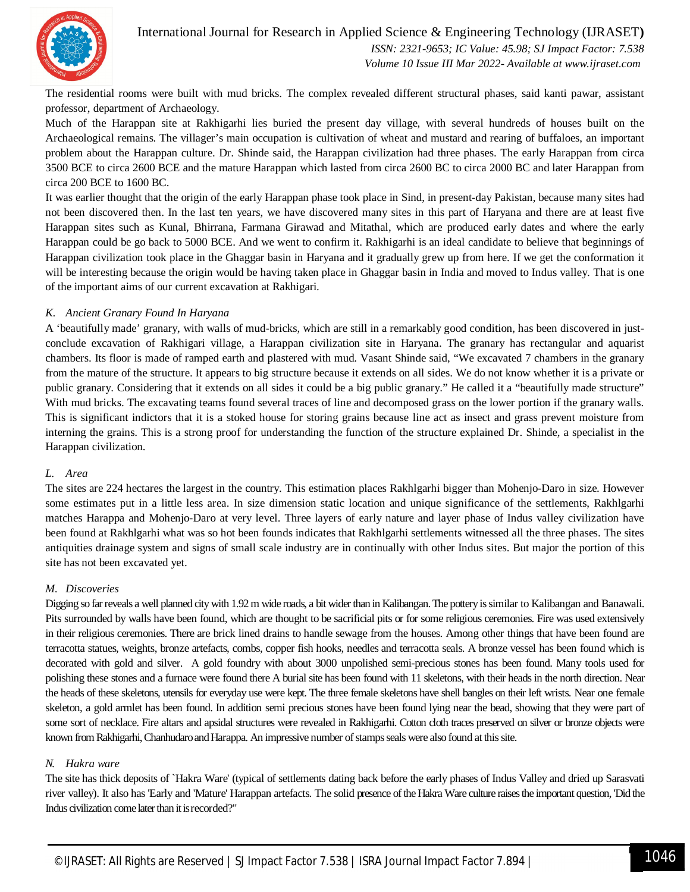The residential rooms were built with mud bricks. The complex revealed different structural phases, said kanti pawar, assistant professor, department of Archaeology.

Much of the Harappan site at Rakhigarhi lies buried the present day village, with several hundreds of houses built on the Archaeological remains. The villager's main occupation is cultivation of wheat and mustard and rearing of buffaloes, an important problem about the Harappan culture. Dr. Shinde said, the Harappan civilization had three phases. The early Harappan from circa 3500 BCE to circa 2600 BCE and the mature Harappan which lasted from circa 2600 BC to circa 2000 BC and later Harappan from circa 200 BCE to 1600 BC.

It was earlier thought that the origin of the early Harappan phase took place in Sind, in present-day Pakistan, because many sites had not been discovered then. In the last ten years, we have discovered many sites in this part of Haryana and there are at least five Harappan sites such as Kunal, Bhirrana, Farmana Girawad and Mitathal, which are produced early dates and where the early Harappan could be go back to 5000 BCE. And we went to confirm it. Rakhigarhi is an ideal candidate to believe that beginnings of Harappan civilization took place in the Ghaggar basin in Haryana and it gradually grew up from here. If we get the conformation it will be interesting because the origin would be having taken place in Ghaggar basin in India and moved to Indus valley. That is one of the important aims of our current excavation at Rakhigari.

### *K. Ancient Granary Found In Haryana*

A 'beautifully made' granary, with walls of mud-bricks, which are still in a remarkably good condition, has been discovered in just-conclude excavation of Rakhigari village, a Harappan civilization site in Haryana. The granary has rectangular and aquarist chambers. Its floor is made of ramped earth and plastered with mud. Vasant Shinde said, "We excavated 7 chambers in the granary from the mature of the structure. It appears to big structure because it extends on all sides. We do not know whether it is a private or public granary. Considering that it extends on all sides it could be a big public granary." He called it a "beautifully made structure" With mud bricks. The excavating teams found several traces of line and decomposed grass on the lower portion if the granary walls. This is significant indictors that it is a stoked house for storing grains because line act as insect and grass prevent moisture from interning the grains. This is a strong proof for understanding the function of the structure explained Dr. Shinde, a specialist in the Harappan civilization.

### *L. Area*

The sites are 224 hectares the largest in the country. This estimation places Rakhlgarhi bigger than Mohenjo-Daro in size. However some estimates put in a little less area. In size dimension static location and unique significance of the settlements, Rakhlgarhi matches Harappa and Mohenjo-Daro at very level. Three layers of early nature and layer phase of Indus valley civilization have been found at Rakhlgarhi what was so hot been founds indicates that Rakhlgarhi settlements witnessed all the three phases. The sites antiquities drainage system and signs of small scale industry are in continually with other Indus sites. But major the portion of this site has not been excavated yet.

### *M. Discoveries*

Digging so far reveals a well planned city with 1.92 m wide roads, a bit wider than in Kalibangan. The pottery is similar to Kalibangan and Banawali. Pits surrounded by walls have been found, which are thought to be sacrificial pits or for some religious ceremonies. Fire was used extensively in their religious ceremonies. There are brick lined drains to handle sewage from the houses. Among other things that have been found are terracotta statues, weights, bronze artefacts, combs, copper fish hooks, needles and terracotta seals. A bronze vessel has been found which is decorated with gold and silver. A gold foundry with about 3000 unpolished semi-precious stones has been found. Many tools used for polishing these stones and a furnace were found there A burial site has been found with 11 skeletons, with their heads in the north direction. Near the heads of these skeletons, utensils for everyday use were kept. The three female skeletons have shell bangles on their left wrists. Near one female skeleton, a gold armlet has been found. In addition semi precious stones have been found lying near the bead, showing that they were part of some sort of necklace. Fire altars and apsidal structures were revealed in Rakhigarhi. Cotton cloth traces preserved on silver or bronze objects were known from Rakhigarhi, Chanhudaro and Harappa. An impressive number of stamps seals were also found at this site.

### *N. Hakra ware*

The site has thick deposits of `Hakra Ware' (typical of settlements dating back before the early phases of Indus Valley and dried up Sarasvati river valley). It also has 'Early and 'Mature' Harappan artefacts. The solid presence of the Hakra Ware culture raises the important question, 'Did the Indus civilization come later than it is recorded?''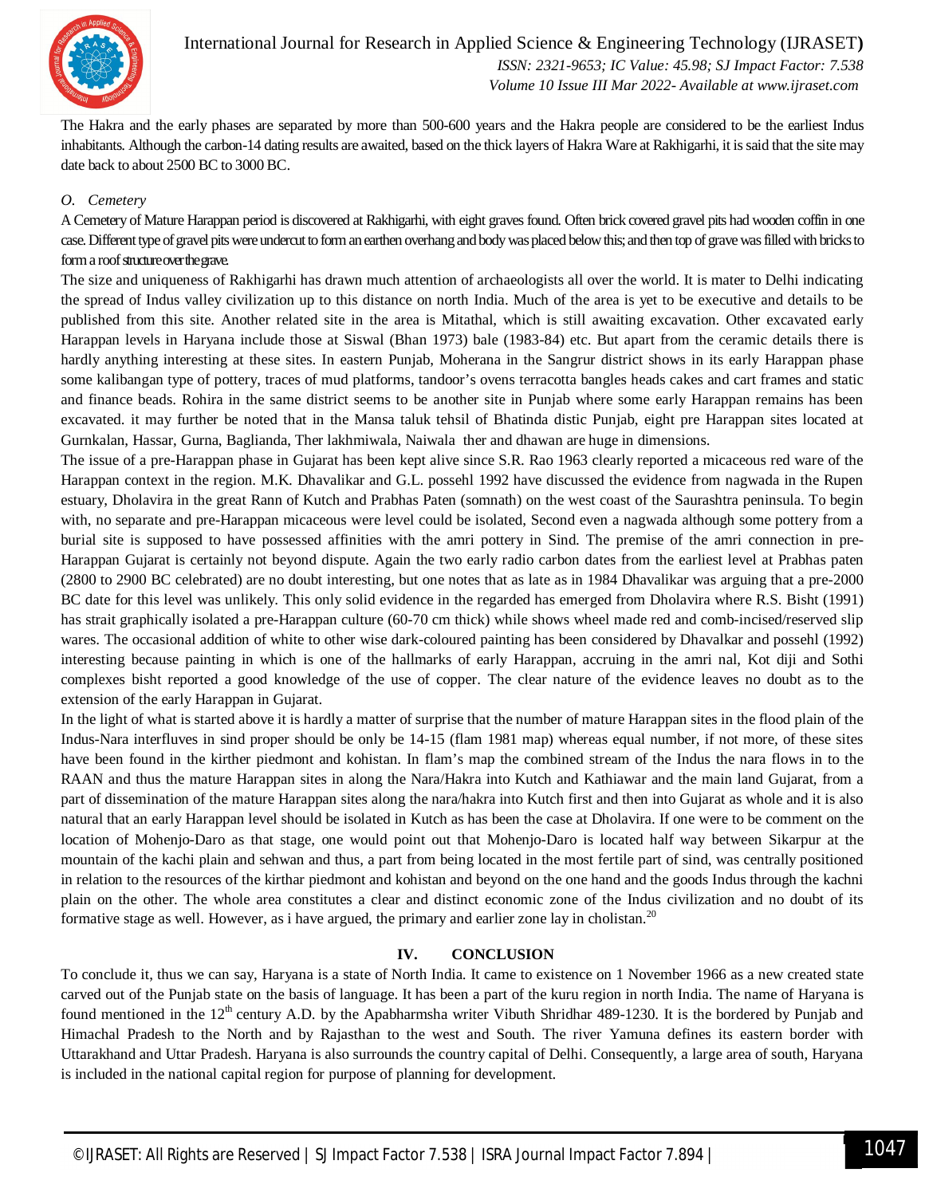The Hakra and the early phases are separated by more than 500-600 years and the Hakra people are considered to be the earliest Indus inhabitants. Although the carbon-14 dating results are awaited, based on the thick layers of Hakra Ware at Rakhigarhi, it is said that the site may date back to about 2500 BC to 3000 BC.

### *O. Cemetery*

A Cemetery of Mature Harappan period is discovered at Rakhigarhi, with eight graves found. Often brick covered gravel pits had wooden coffin in one case. Different type of gravel pits were undercut to form an earthen overhang and body was placed below this; and then top of grave was filled with bricks to form a roof structure over the grave.

The size and uniqueness of Rakhigarhi has drawn much attention of archaeologists all over the world. It is mater to Delhi indicating the spread of Indus valley civilization up to this distance on north India. Much of the area is yet to be executive and details to be published from this site. Another related site in the area is Mitathal, which is still awaiting excavation. Other excavated early Harappan levels in Haryana include those at Siswal (Bhan 1973) bale (1983-84) etc. But apart from the ceramic details there is hardly anything interesting at these sites. In eastern Punjab, Moherana in the Sangrur district shows in its early Harappan phase some kalibangan type of pottery, traces of mud platforms, tandoor's ovens terracotta bangles heads cakes and cart frames and static and finance beads. Rohira in the same district seems to be another site in Punjab where some early Harappan remains has been excavated. it may further be noted that in the Mansa taluk tehsil of Bhatinda distic Punjab, eight pre Harappan sites located at Gurnkalan, Hassar, Gurna, Baglianda, Ther lakhmiwala, Naiwala ther and dhawan are huge in dimensions.

The issue of a pre-Harappan phase in Gujarat has been kept alive since S.R. Rao 1963 clearly reported a micaceous red ware of the Harappan context in the region. M.K. Dhavalikar and G.L. possehl 1992 have discussed the evidence from nagwada in the Rupen estuary, Dholavira in the great Rann of Kutch and Prabhas Paten (somnath) on the west coast of the Saurashtra peninsula. To begin with, no separate and pre-Harappan micaceous were level could be isolated, Second even a nagwada although some pottery from a burial site is supposed to have possessed affinities with the amri pottery in Sind. The premise of the amri connection in pre-Harappan Gujarat is certainly not beyond dispute. Again the two early radio carbon dates from the earliest level at Prabhas paten (2800 to 2900 BC celebrated) are no doubt interesting, but one notes that as late as in 1984 Dhavalikar was arguing that a pre-2000 BC date for this level was unlikely. This only solid evidence in the regarded has emerged from Dholavira where R.S. Bisht (1991) has strait graphically isolated a pre-Harappan culture (60-70 cm thick) while shows wheel made red and comb-incised/reserved slip wares. The occasional addition of white to other wise dark-coloured painting has been considered by Dhavalkar and possehl (1992) interesting because painting in which is one of the hallmarks of early Harappan, accruing in the amri nal, Kot diji and Sothi complexes bisht reported a good knowledge of the use of copper. The clear nature of the evidence leaves no doubt as to the extension of the early Harappan in Gujarat.

In the light of what is started above it is hardly a matter of surprise that the number of mature Harappan sites in the flood plain of the Indus-Nara interfluves in sind proper should be only be 14-15 (flam 1981 map) whereas equal number, if not more, of these sites have been found in the kirther piedmont and kohistan. In flam's map the combined stream of the Indus the nara flows in to the RAAN and thus the mature Harappan sites in along the Nara/Hakra into Kutch and Kathiawar and the main land Gujarat, from a part of dissemination of the mature Harappan sites along the nara/hakra into Kutch first and then into Gujarat as whole and it is also natural that an early Harappan level should be isolated in Kutch as has been the case at Dholavira. If one were to be comment on the location of Mohenjo-Daro as that stage, one would point out that Mohenjo-Daro is located half way between Sikarpur at the mountain of the kachi plain and sehwan and thus, a part from being located in the most fertile part of sind, was centrally positioned in relation to the resources of the kirthar piedmont and kohistan and beyond on the one hand and the goods Indus through the kachni plain on the other. The whole area constitutes a clear and distinct economic zone of the Indus civilization and no doubt of its formative stage as well. However, as i have argued, the primary and earlier zone lay in cholistan.[20]

## IV. CONCLUSION

To conclude it, thus we can say, Haryana is a state of North India. It came to existence on 1 November 1966 as a new created state carved out of the Punjab state on the basis of language. It has been a part of the kuru region in north India. The name of Haryana is found mentioned in the 12th century A.D. by the Apabharmsha writer Vibuth Shridhar 489-1230. It is the bordered by Punjab and Himachal Pradesh to the North and by Rajasthan to the west and South. The river Yamuna defines its eastern border with Uttarakhand and Uttar Pradesh. Haryana is also surrounds the country capital of Delhi. Consequently, a large area of south, Haryana is included in the national capital region for purpose of planning for development.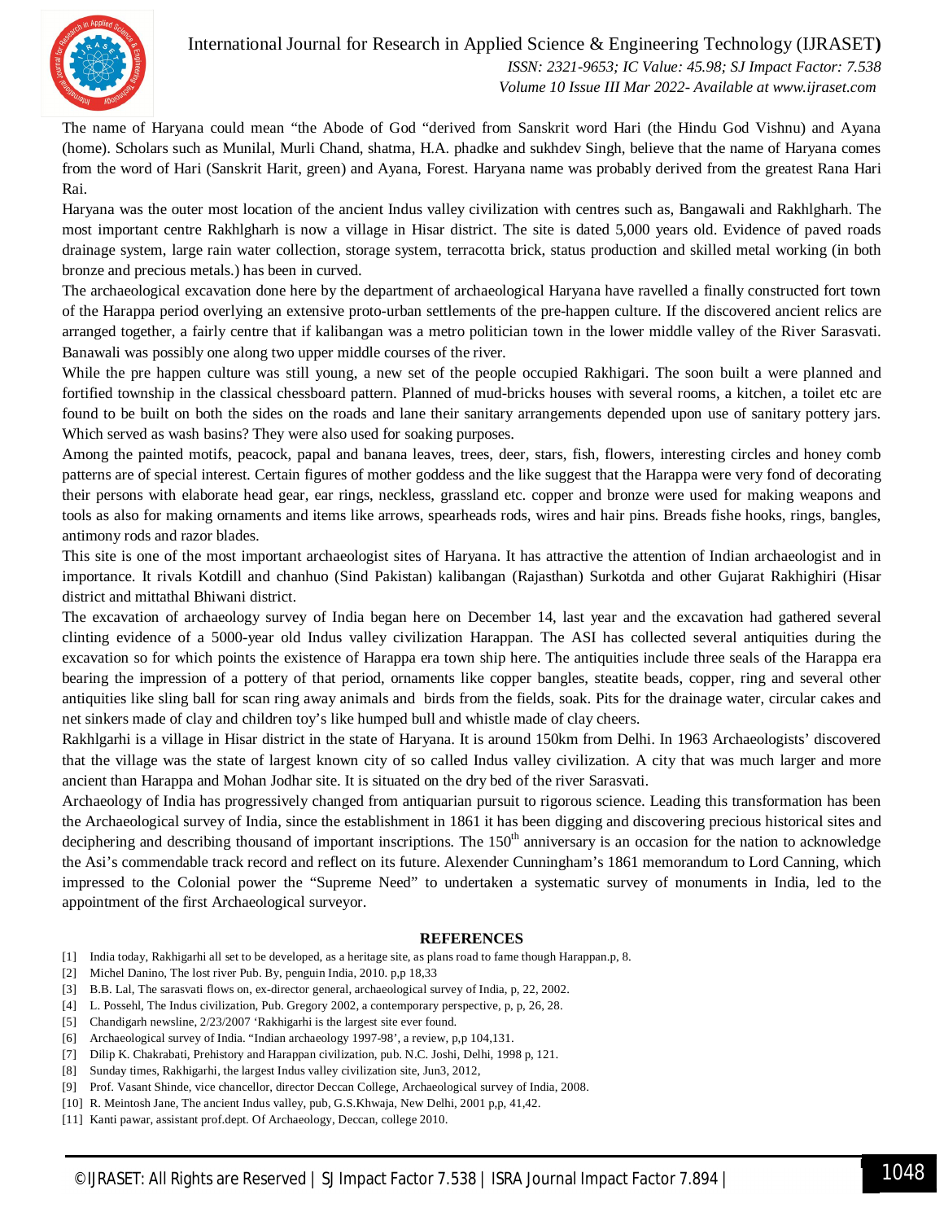The name of Haryana could mean “the Abode of God “derived from Sanskrit word Hari (the Hindu God Vishnu) and Ayana (home). Scholars such as Munilal, Murli Chand, shatma, H.A. phadke and sukhdev Singh, believe that the name of Haryana comes from the word of Hari (Sanskrit Harit, green) and Ayana, Forest. Haryana name was probably derived from the greatest Rana Hari Rai.

Haryana was the outer most location of the ancient Indus valley civilization with centres such as, Bangawali and Rakhlgharh. The most important centre Rakhlgharh is now a village in Hisar district. The site is dated 5,000 years old. Evidence of paved roads drainage system, large rain water collection, storage system, terracotta brick, status production and skilled metal working (in both bronze and precious metals.) has been in curved.

The archaeological excavation done here by the department of archaeological Haryana have ravelled a finally constructed fort town of the Harappa period overlying an extensive proto-urban settlements of the pre-happen culture. If the discovered ancient relics are arranged together, a fairly centre that if kalibangan was a metro politician town in the lower middle valley of the River Sarasvati. Banawali was possibly one along two upper middle courses of the river.

While the pre happen culture was still young, a new set of the people occupied Rakhigari. The soon built a were planned and fortified township in the classical chessboard pattern. Planned of mud-bricks houses with several rooms, a kitchen, a toilet etc are found to be built on both the sides on the roads and lane their sanitary arrangements depended upon use of sanitary pottery jars. Which served as wash basins? They were also used for soaking purposes.

Among the painted motifs, peacock, papal and banana leaves, trees, deer, stars, fish, flowers, interesting circles and honey comb patterns are of special interest. Certain figures of mother goddess and the like suggest that the Harappa were very fond of decorating their persons with elaborate head gear, ear rings, neckless, grassland etc. copper and bronze were used for making weapons and tools as also for making ornaments and items like arrows, spearheads rods, wires and hair pins. Breads fishe hooks, rings, bangles, antimony rods and razor blades.

This site is one of the most important archaeologist sites of Haryana. It has attractive the attention of Indian archaeologist and in importance. It rivals Kotdill and chanhuo (Sind Pakistan) kalibangan (Rajasthan) Surkotda and other Gujarat Rakhighiri (Hisar district and mittathal Bhiwani district.

The excavation of archaeology survey of India began here on December 14, last year and the excavation had gathered several clinting evidence of a 5000-year old Indus valley civilization Harappan. The ASI has collected several antiquities during the excavation so for which points the existence of Harappa era town ship here. The antiquities include three seals of the Harappa era bearing the impression of a pottery of that period, ornaments like copper bangles, steatite beads, copper, ring and several other antiquities like sling ball for scan ring away animals and birds from the fields, soak. Pits for the drainage water, circular cakes and net sinkers made of clay and children toy’s like humped bull and whistle made of clay cheers.

Rakhlgarhi is a village in Hisar district in the state of Haryana. It is around 150km from Delhi. In 1963 Archaeologists’ discovered that the village was the state of largest known city of so called Indus valley civilization. A city that was much larger and more ancient than Harappa and Mohan Jodhar site. It is situated on the dry bed of the river Sarasvati.

Archaeology of India has progressively changed from antiquarian pursuit to rigorous science. Leading this transformation has been the Archaeological survey of India, since the establishment in 1861 it has been digging and discovering precious historical sites and deciphering and describing thousand of important inscriptions. The 150$^{th}$ anniversary is an occasion for the nation to acknowledge the Asi’s commendable track record and reflect on its future. Alexander Cunningham’s 1861 memorandum to Lord Canning, which impressed to the Colonial power the “Supreme Need” to undertaken a systematic survey of monuments in India, led to the appointment of the first Archaeological surveyor.

## REFERENCES

[1] India today, Rakhigarhi all set to be developed, as a heritage site, as plans road to fame though Harappan.p, 8.
[2] Michel Danino, The lost river Pub. By, penguin India, 2010. p,p 18,33
[3] B.B. Lal, The sarasvati flows on, ex-director general, archaeological survey of India, p, 22, 2002.
[4] L. Possehl, The Indus civilization, Pub. Gregory 2002, a contemporary perspective, p, p, 26, 28.
[5] Chandigarh newsline, 2/23/2007 ‘Rakhigarhi is the largest site ever found.
[6] Archaeological survey of India. “Indian archaeology 1997-98’, a review, p,p 104,131.
[7] Dilip K. Chakrabati, Prehistory and Harappan civilization, pub. N.C. Joshi, Delhi, 1998 p, 121.
[8] Sunday times, Rakhigarhi, the largest Indus valley civilization site, Jun3, 2012,
[9] Prof. Vasant Shinde, vice chancellor, director Deccan College, Archaeological survey of India, 2008.
[10] R. Meintosh Jane, The ancient Indus valley, pub, G.S.Khwaja, New Delhi, 2001 p,p, 41,42.
[11] Kanti pawar, assistant prof.dept. Of Archaeology, Deccan, college 2010.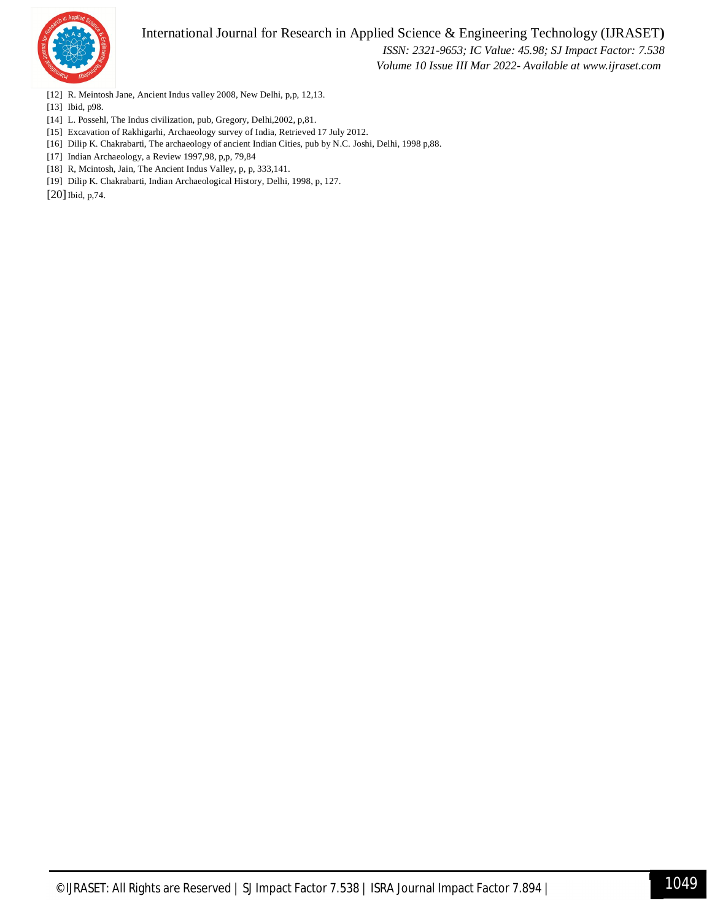[12] R. Meintosh Jane, Ancient Indus valley 2008, New Delhi, p,p, 12,13.

[13] Ibid, p98.

[14] L. Possehl, The Indus civilization, pub, Gregory, Delhi,2002, p,81.

[15] Excavation of Rakhigarhi, Archaeology survey of India, Retrieved 17 July 2012.

[16] Dilip K. Chakrabarti, The archaeology of ancient Indian Cities, pub by N.C. Joshi, Delhi, 1998 p,88.

[17] Indian Archaeology, a Review 1997,98, p,p, 79,84

[18] R, Mcintosh, Jain, The Ancient Indus Valley, p, p, 333,141.

[19] Dilip K. Chakrabarti, Indian Archaeological History, Delhi, 1998, p, 127.

[20] Ibid, p,74.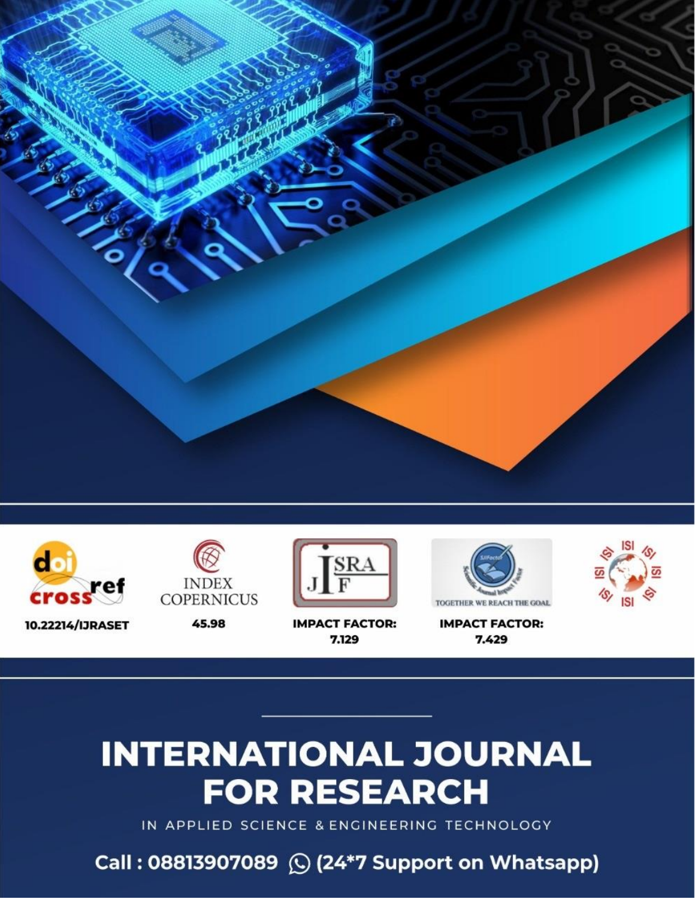10.22214/IJRASET

INDEX COPERNICUS

45.98

IMPACT FACTOR: 7.129

TOGETHER WE REACH THE GOAL

IMPACT FACTOR: 7.429

# INTERNATIONAL JOURNAL FOR RESEARCH

IN APPLIED SCIENCE & ENGINEERING TECHNOLOGY

Call : 08813907089 (24*7 Support on Whatsapp)